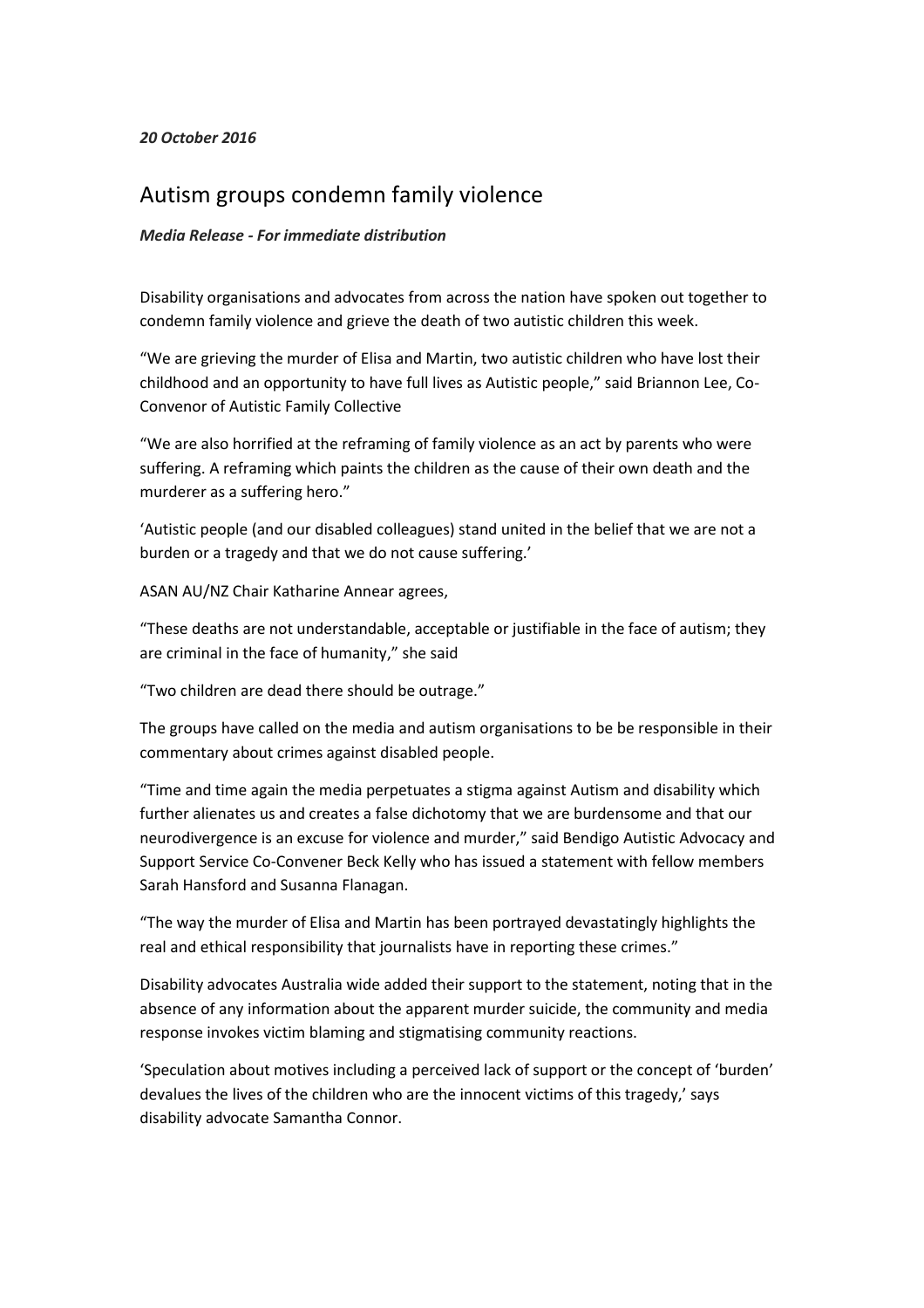*20 October 2016*

# Autism groups condemn family violence

***Media Release - For immediate distribution***

Disability organisations and advocates from across the nation have spoken out together to condemn family violence and grieve the death of two autistic children this week.

"We are grieving the murder of Elisa and Martin, two autistic children who have lost their childhood and an opportunity to have full lives as Autistic people," said Briannon Lee, Co-Convenor of Autistic Family Collective

"We are also horrified at the reframing of family violence as an act by parents who were suffering. A reframing which paints the children as the cause of their own death and the murderer as a suffering hero."

'Autistic people (and our disabled colleagues) stand united in the belief that we are not a burden or a tragedy and that we do not cause suffering.'

ASAN AU/NZ Chair Katharine Annear agrees,

"These deaths are not understandable, acceptable or justifiable in the face of autism; they are criminal in the face of humanity," she said

"Two children are dead there should be outrage."

The groups have called on the media and autism organisations to be be responsible in their commentary about crimes against disabled people.

"Time and time again the media perpetuates a stigma against Autism and disability which further alienates us and creates a false dichotomy that we are burdensome and that our neurodivergence is an excuse for violence and murder," said Bendigo Autistic Advocacy and Support Service Co-Convener Beck Kelly who has issued a statement with fellow members Sarah Hansford and Susanna Flanagan.

"The way the murder of Elisa and Martin has been portrayed devastatingly highlights the real and ethical responsibility that journalists have in reporting these crimes."

Disability advocates Australia wide added their support to the statement, noting that in the absence of any information about the apparent murder suicide, the community and media response invokes victim blaming and stigmatising community reactions.

'Speculation about motives including a perceived lack of support or the concept of 'burden' devalues the lives of the children who are the innocent victims of this tragedy,' says disability advocate Samantha Connor.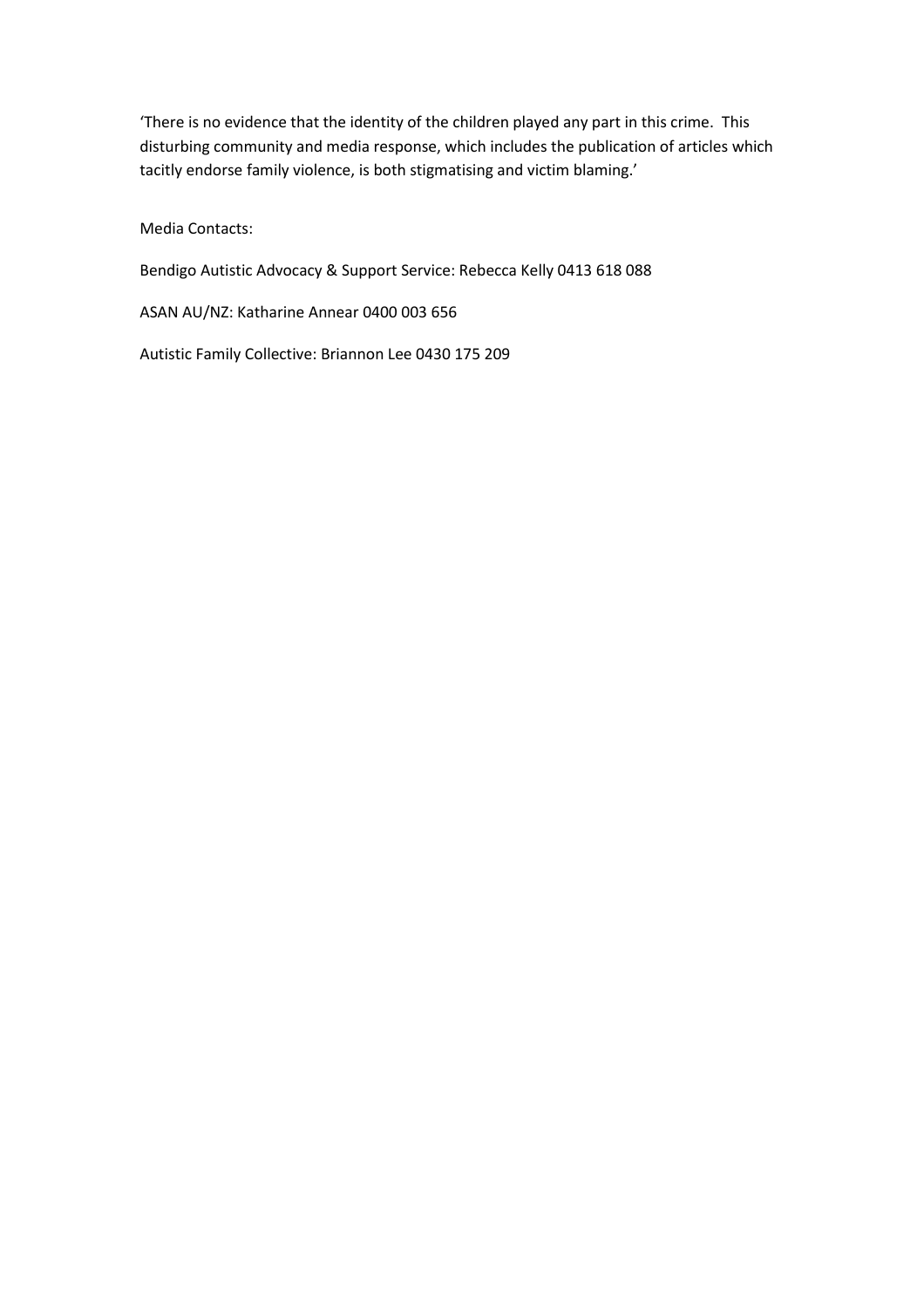'There is no evidence that the identity of the children played any part in this crime. This disturbing community and media response, which includes the publication of articles which tacitly endorse family violence, is both stigmatising and victim blaming.'

Media Contacts:

Bendigo Autistic Advocacy & Support Service: Rebecca Kelly 0413 618 088

ASAN AU/NZ: Katharine Annear 0400 003 656

Autistic Family Collective: Briannon Lee 0430 175 209